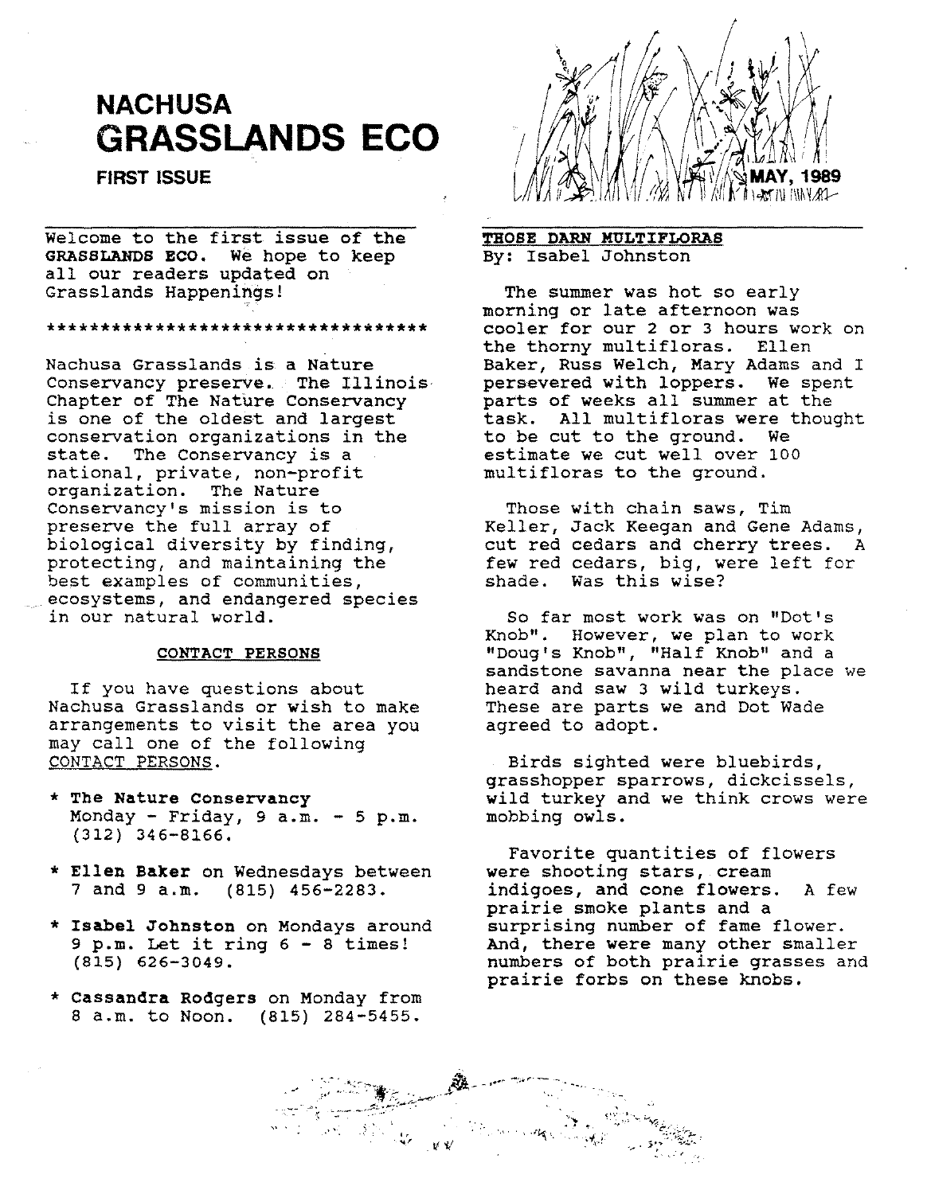# NACHUSA GRASSLANDS ECO

**FIRST ISSUE**

**MAY, 1989**

Welcome to the first issue of the **GRASSLANDS ECO**. We hope to keep all our readers updated on Grasslands Happenings!

************************************

Nachusa Grasslands is a Nature Conservancy preserve. The Illinois Chapter of The Nature Conservancy is one of the oldest and largest conservation organizations in the state. The Conservancy is a national, private, non-profit organization. The Nature Conservancy's mission is to preserve the full array of biological diversity by finding, protecting, and maintaining the best examples of communities, ecosystems, and endangered species in our natural world.

## CONTACT PERSONS

If you have questions about Nachusa Grasslands or wish to make arrangements to visit the area you may call one of the following CONTACT PERSONS.

* **The Nature Conservancy** Monday - Friday, 9 a.m. - 5 p.m. (312) 346-8166.
* **Ellen Baker** on Wednesdays between 7 and 9 a.m. (815) 456-2283.
* **Isabel Johnston** on Mondays around 9 p.m. Let it ring 6 - 8 times! (815) 626-3049.
* **Cassandra Rodgers** on Monday from 8 a.m. to Noon. (815) 284-5455.

## THOSE DARN MULTIFLORAS

By: Isabel Johnston

The summer was hot so early morning or late afternoon was cooler for our 2 or 3 hours work on the thorny multifloras. Ellen Baker, Russ Welch, Mary Adams and I persevered with loppers. We spent parts of weeks all summer at the task. All multifloras were thought to be cut to the ground. We estimate we cut well over 100 multifloras to the ground.

Those with chain saws, Tim Keller, Jack Keegan and Gene Adams, cut red cedars and cherry trees. A few red cedars, big, were left for shade. Was this wise?

So far most work was on "Dot's Knob". However, we plan to work "Doug's Knob", "Half Knob" and a sandstone savanna near the place we heard and saw 3 wild turkeys. These are parts we and Dot Wade agreed to adopt.

Birds sighted were bluebirds, grasshopper sparrows, dickcissels, wild turkey and we think crows were mobbing owls.

Favorite quantities of flowers were shooting stars, cream indigoes, and cone flowers. A few prairie smoke plants and a surprising number of fame flower. And, there were many other smaller numbers of both prairie grasses and prairie forbs on these knobs.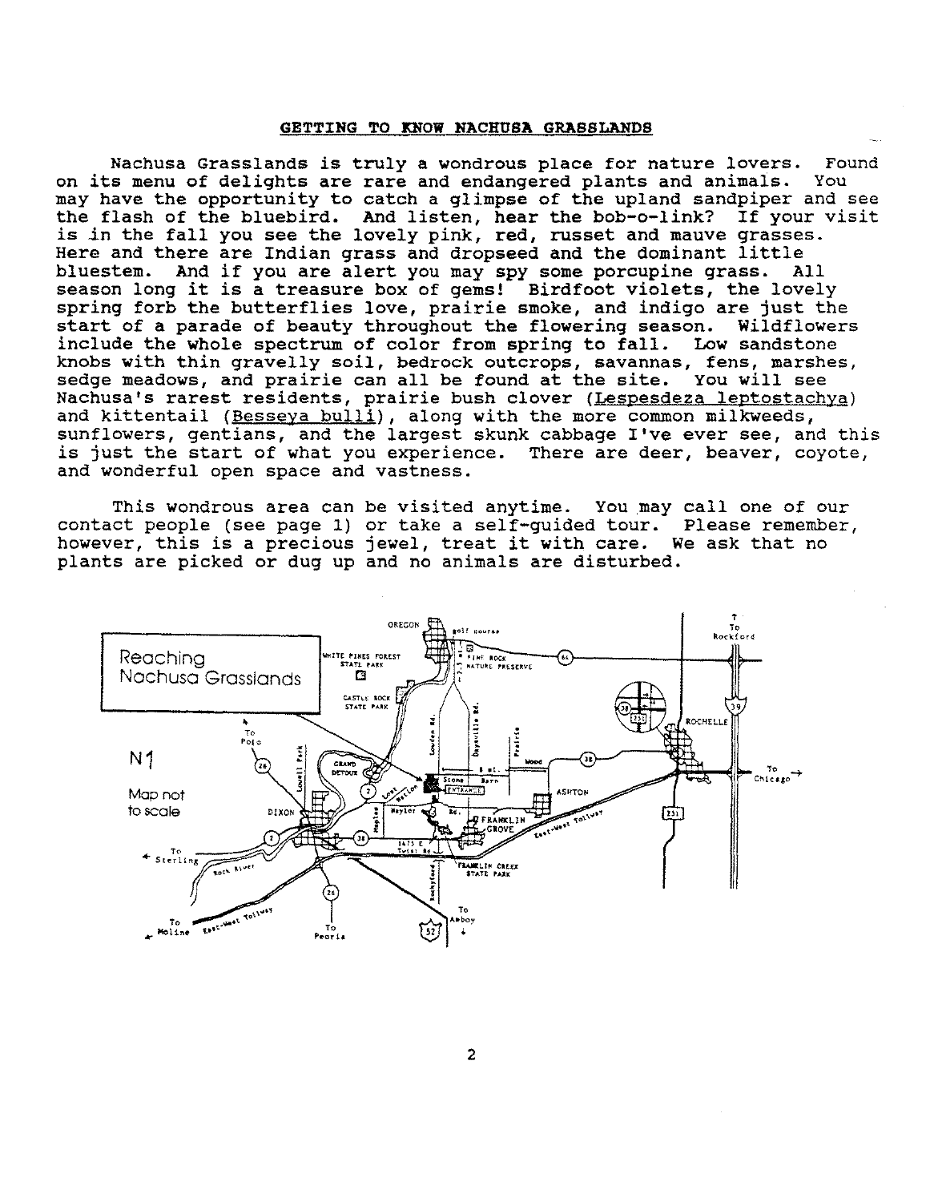## GETTING TO KNOW NACHUSA GRASSLANDS

Nachusa Grasslands is truly a wondrous place for nature lovers. Found on its menu of delights are rare and endangered plants and animals. You may have the opportunity to catch a glimpse of the upland sandpiper and see the flash of the bluebird. And listen, hear the bob-o-link? If your visit is in the fall you see the lovely pink, red, russet and mauve grasses. Here and there are Indian grass and dropseed and the dominant little bluestem. And if you are alert you may spy some porcupine grass. All season long it is a treasure box of gems! Birdfoot violets, the lovely spring forb the butterflies love, prairie smoke, and indigo are just the start of a parade of beauty throughout the flowering season. Wildflowers include the whole spectrum of color from spring to fall. Low sandstone knobs with thin gravelly soil, bedrock outcrops, savannas, fens, marshes, sedge meadows, and prairie can all be found at the site. You will see Nachusa's rarest residents, prairie bush clover (Lespesdeza leptostachya) and kittentail (Besseya bulli), along with the more common milkweeds, sunflowers, gentians, and the largest skunk cabbage I've ever see, and this is just the start of what you experience. There are deer, beaver, coyote, and wonderful open space and vastness.

This wondrous area can be visited anytime. You may call one of our contact people (see page 1) or take a self-guided tour. Please remember, however, this is a precious jewel, treat it with care. We ask that no plants are picked or dug up and no animals are disturbed.

Reaching Nachusa Grasslands

N1

Map not to scale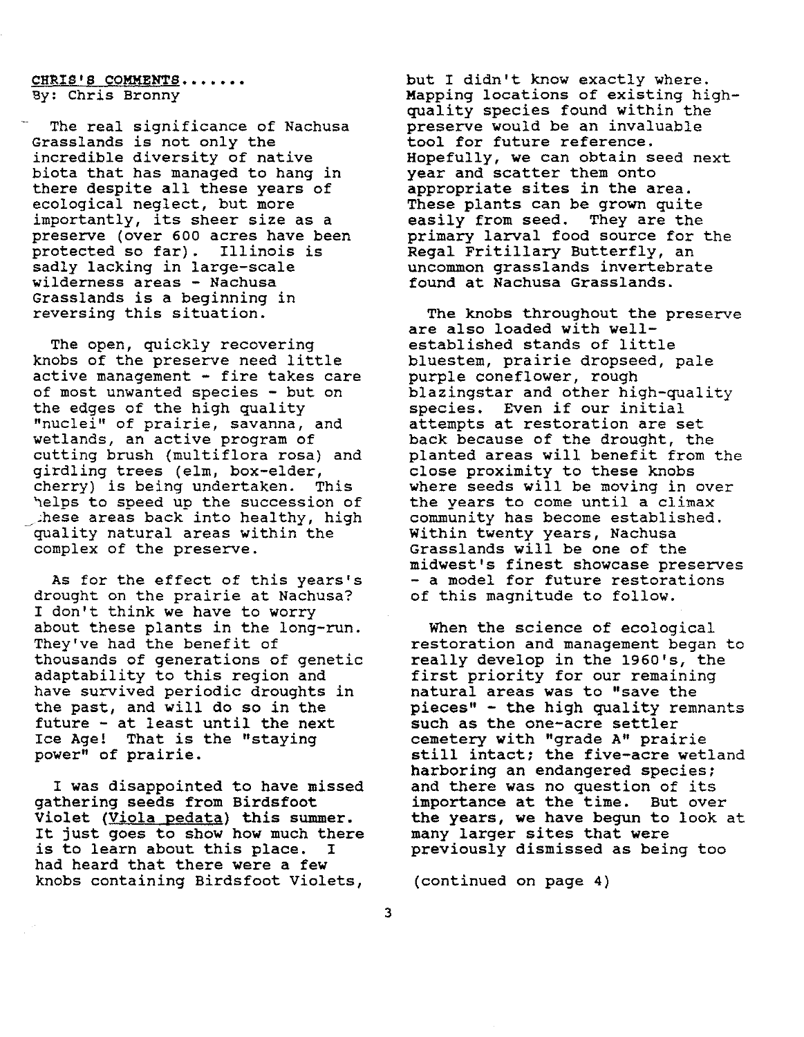## CHRIS'S COMMENTS.......

By: Chris Bronny

The real significance of Nachusa Grasslands is not only the incredible diversity of native biota that has managed to hang in there despite all these years of ecological neglect, but more importantly, its sheer size as a preserve (over 600 acres have been protected so far). Illinois is sadly lacking in large-scale wilderness areas - Nachusa Grasslands is a beginning in reversing this situation.

The open, quickly recovering knobs of the preserve need little active management - fire takes care of most unwanted species - but on the edges of the high quality "nuclei" of prairie, savanna, and wetlands, an active program of cutting brush (multiflora rosa) and girdling trees (elm, box-elder, cherry) is being undertaken. This helps to speed up the succession of these areas back into healthy, high quality natural areas within the complex of the preserve.

As for the effect of this years's drought on the prairie at Nachusa? I don't think we have to worry about these plants in the long-run. They've had the benefit of thousands of generations of genetic adaptability to this region and have survived periodic droughts in the past, and will do so in the future - at least until the next Ice Age! That is the "staying power" of prairie.

I was disappointed to have missed gathering seeds from Birdsfoot Violet (Viola pedata) this summer. It just goes to show how much there is to learn about this place. I had heard that there were a few knobs containing Birdsfoot Violets, but I didn't know exactly where. Mapping locations of existing high-quality species found within the preserve would be an invaluable tool for future reference. Hopefully, we can obtain seed next year and scatter them onto appropriate sites in the area. These plants can be grown quite easily from seed. They are the primary larval food source for the Regal Fritillary Butterfly, an uncommon grasslands invertebrate found at Nachusa Grasslands.

The knobs throughout the preserve are also loaded with well-established stands of little bluestem, prairie dropseed, pale purple coneflower, rough blazingstar and other high-quality species. Even if our initial attempts at restoration are set back because of the drought, the planted areas will benefit from the close proximity to these knobs where seeds will be moving in over the years to come until a climax community has become established. Within twenty years, Nachusa Grasslands will be one of the midwest's finest showcase preserves - a model for future restorations of this magnitude to follow.

When the science of ecological restoration and management began to really develop in the 1960's, the first priority for our remaining natural areas was to "save the pieces" - the high quality remnants such as the one-acre settler cemetery with "grade A" prairie still intact; the five-acre wetland harboring an endangered species; and there was no question of its importance at the time. But over the years, we have begun to look at many larger sites that were previously dismissed as being too

(continued on page 4)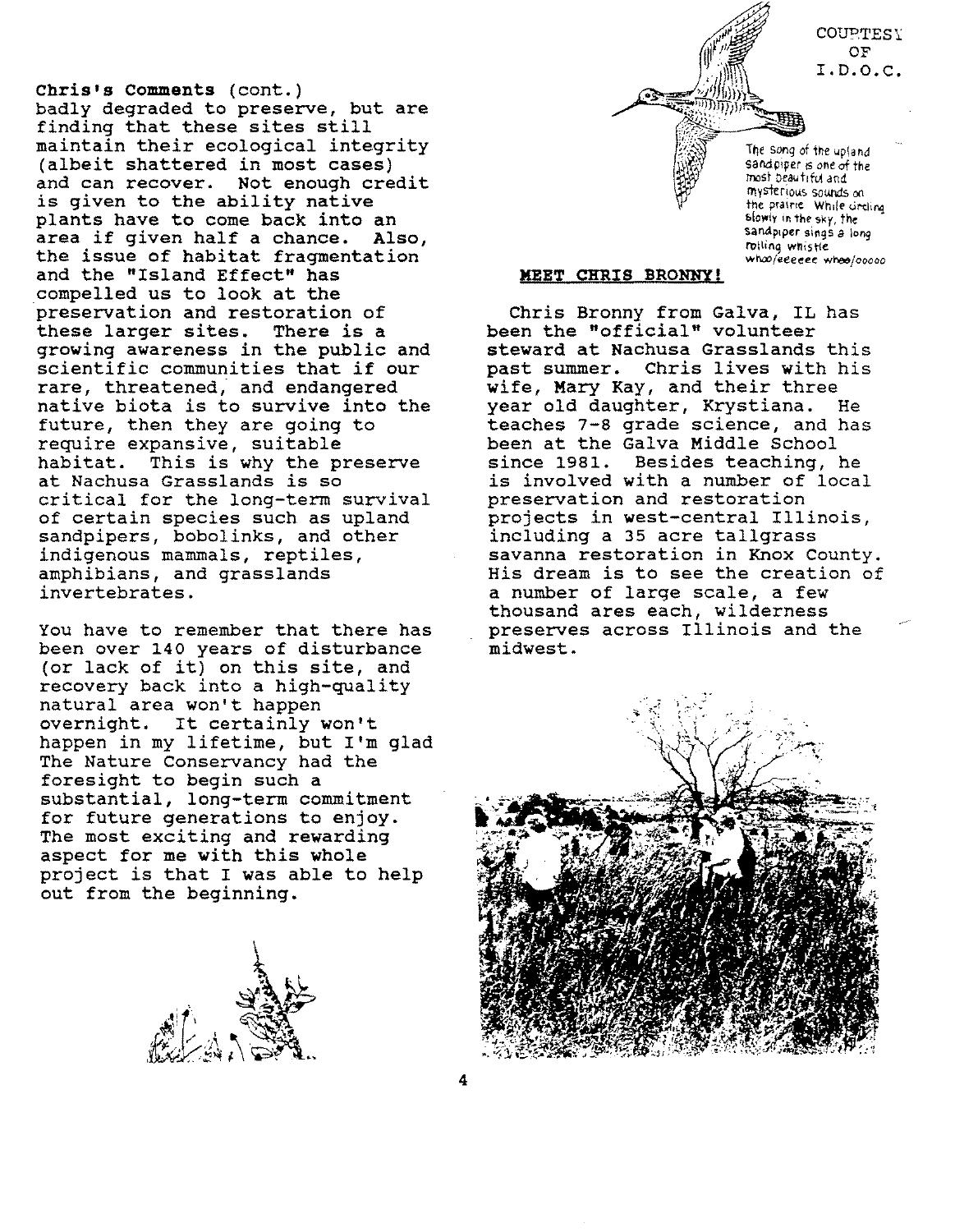**Chris's Comments** (cont.)
badly degraded to preserve, but are finding that these sites still maintain their ecological integrity (albeit shattered in most cases) and can recover. Not enough credit is given to the ability native plants have to come back into an area if given half a chance. Also, the issue of habitat fragmentation and the "Island Effect" has compelled us to look at the preservation and restoration of these larger sites. There is a growing awareness in the public and scientific communities that if our rare, threatened, and endangered native biota is to survive into the future, then they are going to require expansive, suitable habitat. This is why the preserve at Nachusa Grasslands is so critical for the long-term survival of certain species such as upland sandpipers, bobolinks, and other indigenous mammals, reptiles, amphibians, and grasslands invertebrates.

You have to remember that there has been over 140 years of disturbance (or lack of it) on this site, and recovery back into a high-quality natural area won't happen overnight. It certainly won't happen in my lifetime, but I'm glad The Nature Conservancy had the foresight to begin such a substantial, long-term commitment for future generations to enjoy. The most exciting and rewarding aspect for me with this whole project is that I was able to help out from the beginning.

COURTESY OF I.D.O.C.

The song of the upland sandpiper is one of the most beautiful and mysterious sounds on the prairie. While circling slowly in the sky, the sandpiper sings a long rolling whistle whoo/eeeeee whee/ooooo

## MEET CHRIS BRONNY!

Chris Bronny from Galva, IL has been the "official" volunteer steward at Nachusa Grasslands this past summer. Chris lives with his wife, Mary Kay, and their three year old daughter, Krystiana. He teaches 7-8 grade science, and has been at the Galva Middle School since 1981. Besides teaching, he is involved with a number of local preservation and restoration projects in west-central Illinois, including a 35 acre tallgrass savanna restoration in Knox County. His dream is to see the creation of a number of large scale, a few thousand ares each, wilderness preserves across Illinois and the midwest.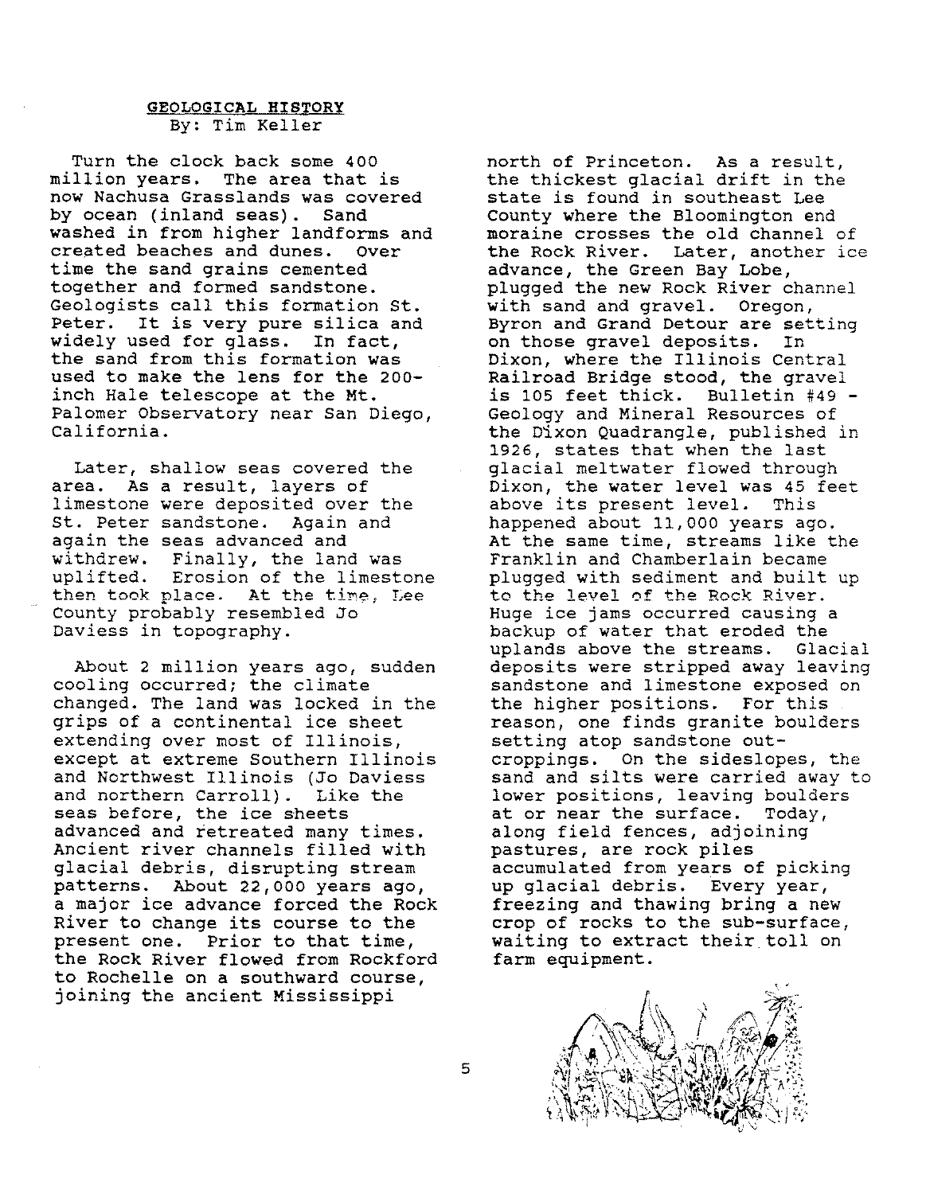## GEOLOGICAL HISTORY

By: Tim Keller

Turn the clock back some 400 million years. The area that is now Nachusa Grasslands was covered by ocean (inland seas). Sand washed in from higher landforms and created beaches and dunes. Over time the sand grains cemented together and formed sandstone. Geologists call this formation St. Peter. It is very pure silica and widely used for glass. In fact, the sand from this formation was used to make the lens for the 200-inch Hale telescope at the Mt. Palomer Observatory near San Diego, California.

Later, shallow seas covered the area. As a result, layers of limestone were deposited over the St. Peter sandstone. Again and again the seas advanced and withdrew. Finally, the land was uplifted. Erosion of the limestone then took place. At the time, Lee County probably resembled Jo Daviess in topography.

About 2 million years ago, sudden cooling occurred; the climate changed. The land was locked in the grips of a continental ice sheet extending over most of Illinois, except at extreme Southern Illinois and Northwest Illinois (Jo Daviess and northern Carroll). Like the seas before, the ice sheets advanced and retreated many times. Ancient river channels filled with glacial debris, disrupting stream patterns. About 22,000 years ago, a major ice advance forced the Rock River to change its course to the present one. Prior to that time, the Rock River flowed from Rockford to Rochelle on a southward course, joining the ancient Mississippi north of Princeton. As a result, the thickest glacial drift in the state is found in southeast Lee County where the Bloomington end moraine crosses the old channel of the Rock River. Later, another ice advance, the Green Bay Lobe, plugged the new Rock River channel with sand and gravel. Oregon, Byron and Grand Detour are setting on those gravel deposits. In Dixon, where the Illinois Central Railroad Bridge stood, the gravel is 105 feet thick. Bulletin #49 - Geology and Mineral Resources of the Dixon Quadrangle, published in 1926, states that when the last glacial meltwater flowed through Dixon, the water level was 45 feet above its present level. This happened about 11,000 years ago. At the same time, streams like the Franklin and Chamberlain became plugged with sediment and built up to the level of the Rock River. Huge ice jams occurred causing a backup of water that eroded the uplands above the streams. Glacial deposits were stripped away leaving sandstone and limestone exposed on the higher positions. For this reason, one finds granite boulders setting atop sandstone outcroppings. On the sideslopes, the sand and silts were carried away to lower positions, leaving boulders at or near the surface. Today, along field fences, adjoining pastures, are rock piles accumulated from years of picking up glacial debris. Every year, freezing and thawing bring a new crop of rocks to the sub-surface, waiting to extract their toll on farm equipment.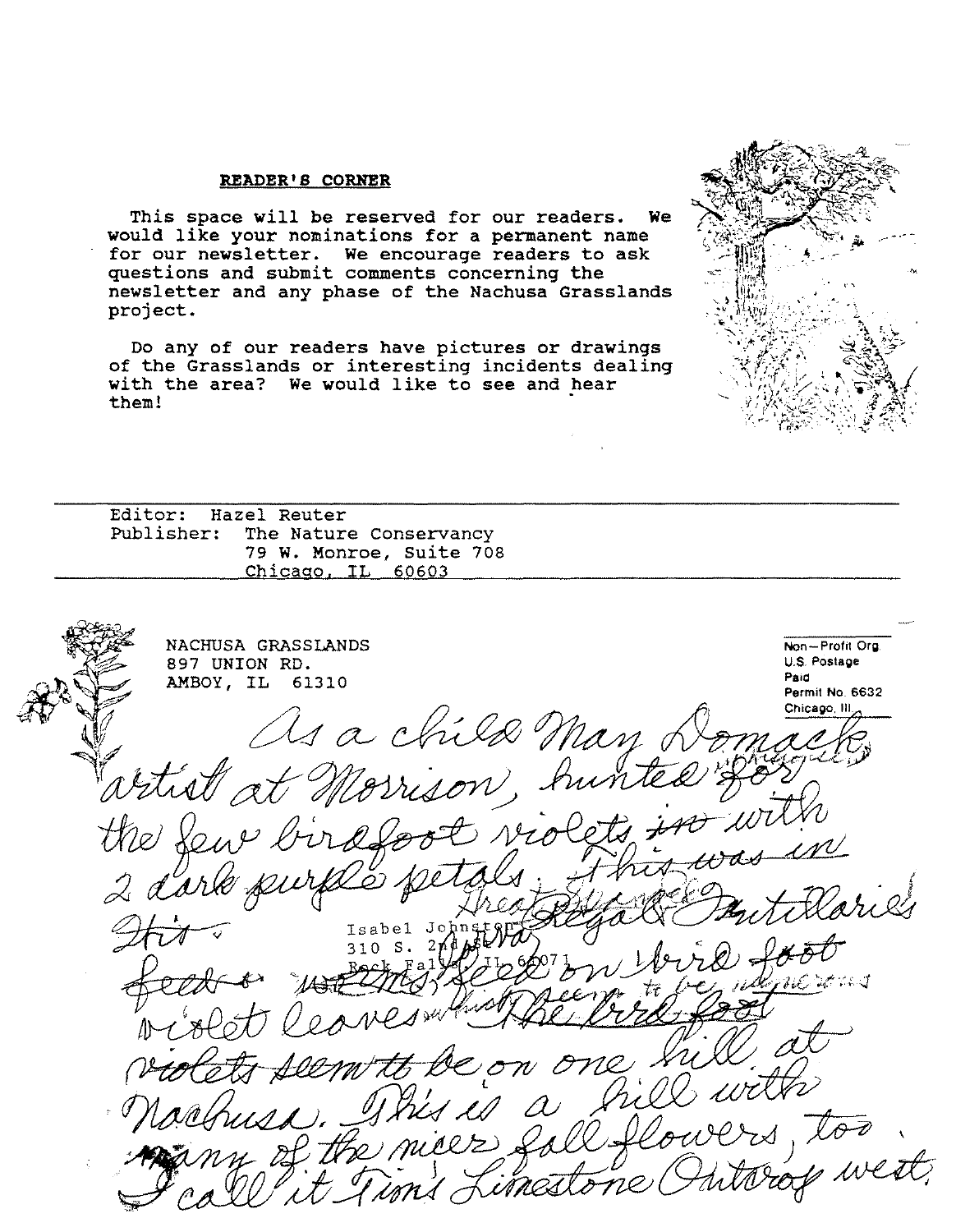**READER'S CORNER**

This space will be reserved for our readers. We would like your nominations for a permanent name for our newsletter. We encourage readers to ask questions and submit comments concerning the newsletter and any phase of the Nachusa Grasslands project.

Do any of our readers have pictures or drawings of the Grasslands or interesting incidents dealing with the area? We would like to see and hear them!

---

Editor: Hazel Reuter
Publisher: The Nature Conservancy
79 W. Monroe, Suite 708
Chicago, IL 60603

---

NACHUSA GRASSLANDS
897 UNION RD.
AMBOY, IL 61310

Non—Profit Org.
U.S. Postage
Paid
Permit No. 6632
Chicago, Ill.

Isabel Johnston
310 S. 2nd St.
Rock Falls, IL 61071

As a child May Domack artist at Morrison, hunted for the few birdfoot violets ~~in~~ with 2 dark purple petals. ~~This was in~~ ~~It is~~ Great Spangled Regal Fritillaries larva ~~feed~~ ~~worms~~ feed on bird foot violet leaves which seem to be numerous. ~~The bird foot violets seem to be~~ on one hill at Nachusa. This is a hill with many of the nicer fall flowers, too. I call it Tim's Limestone Outcrop west.